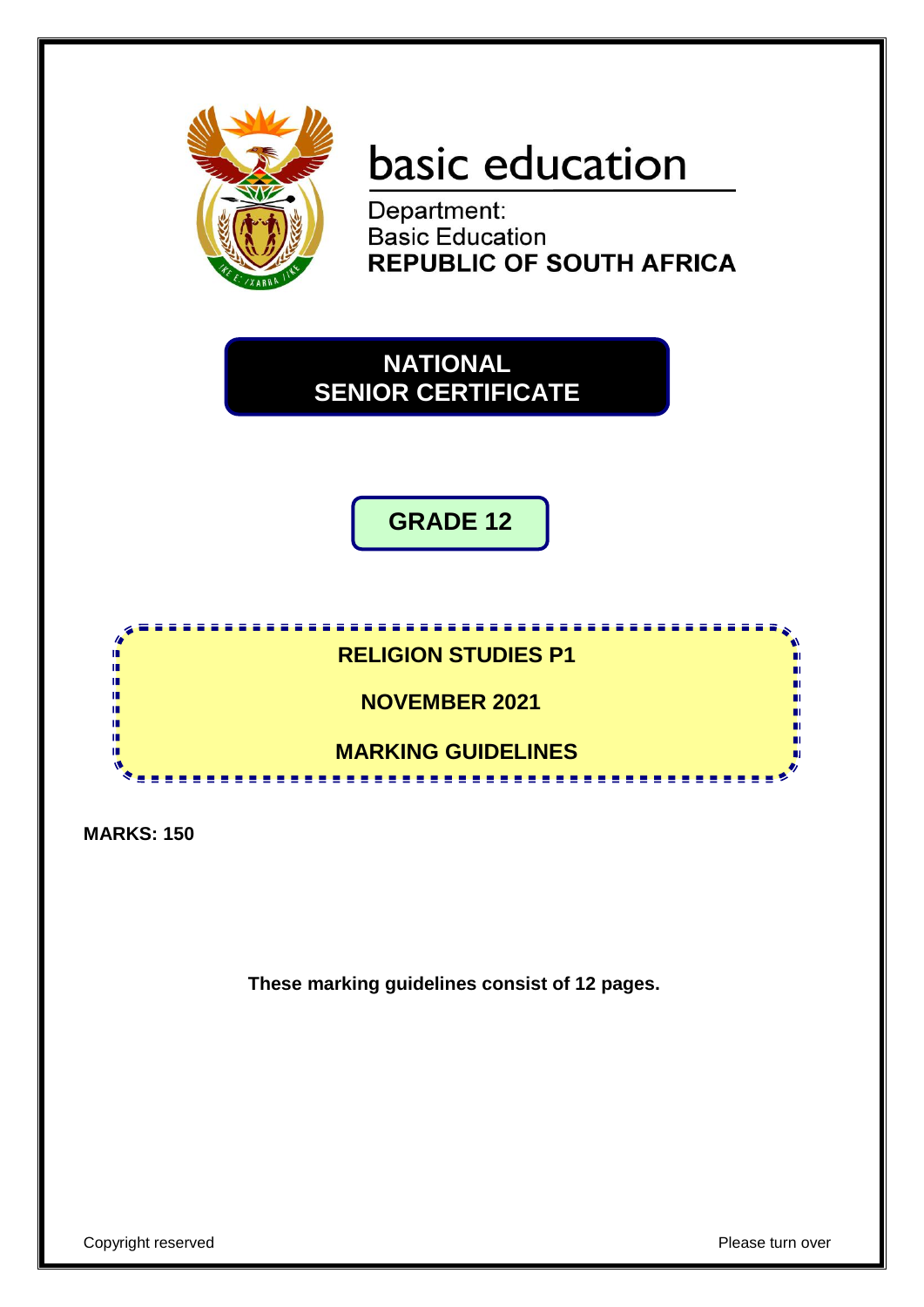basic education

Department:
Basic Education
**REPUBLIC OF SOUTH AFRICA**

# NATIONAL SENIOR CERTIFICATE

## GRADE 12

## RELIGION STUDIES P1

## NOVEMBER 2021

## MARKING GUIDELINES

**MARKS: 150**

**These marking guidelines consist of 12 pages.**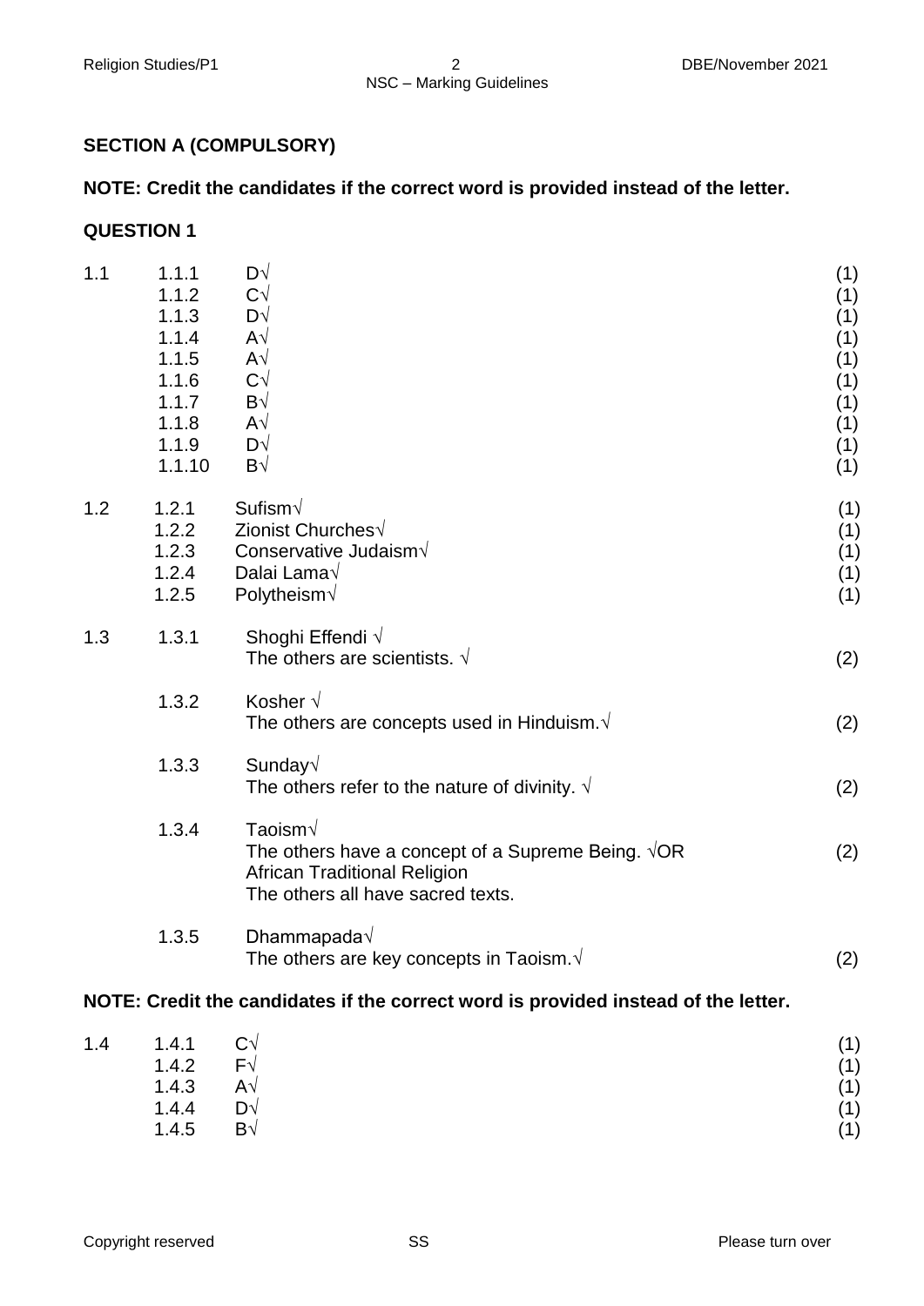## SECTION A (COMPULSORY)

**NOTE: Credit the candidates if the correct word is provided instead of the letter.**

### QUESTION 1

| | | | |
|---|---|---|---|
| 1.1 | 1.1.1 | D√ | (1) |
| | 1.1.2 | C√ | (1) |
| | 1.1.3 | D√ | (1) |
| | 1.1.4 | A√ | (1) |
| | 1.1.5 | A√ | (1) |
| | 1.1.6 | C√ | (1) |
| | 1.1.7 | B√ | (1) |
| | 1.1.8 | A√ | (1) |
| | 1.1.9 | D√ | (1) |
| | 1.1.10 | B√ | (1) |
| 1.2 | 1.2.1 | Sufism√ | (1) |
| | 1.2.2 | Zionist Churches√ | (1) |
| | 1.2.3 | Conservative Judaism√ | (1) |
| | 1.2.4 | Dalai Lama√ | (1) |
| | 1.2.5 | Polytheism√ | (1) |
| 1.3 | 1.3.1 | Shoghi Effendi √<br>The others are scientists. √ | (2) |
| | 1.3.2 | Kosher √<br>The others are concepts used in Hinduism.√ | (2) |
| | 1.3.3 | Sunday√<br>The others refer to the nature of divinity. √ | (2) |
| | 1.3.4 | Taoism√<br>The others have a concept of a Supreme Being. √OR<br>African Traditional Religion<br>The others all have sacred texts. | (2) |
| | 1.3.5 | Dhammapada√<br>The others are key concepts in Taoism.√ | (2) |

**NOTE: Credit the candidates if the correct word is provided instead of the letter.**

| | | | |
|---|---|---|---|
| 1.4 | 1.4.1 | C√ | (1) |
| | 1.4.2 | F√ | (1) |
| | 1.4.3 | A√ | (1) |
| | 1.4.4 | D√ | (1) |
| | 1.4.5 | B√ | (1) |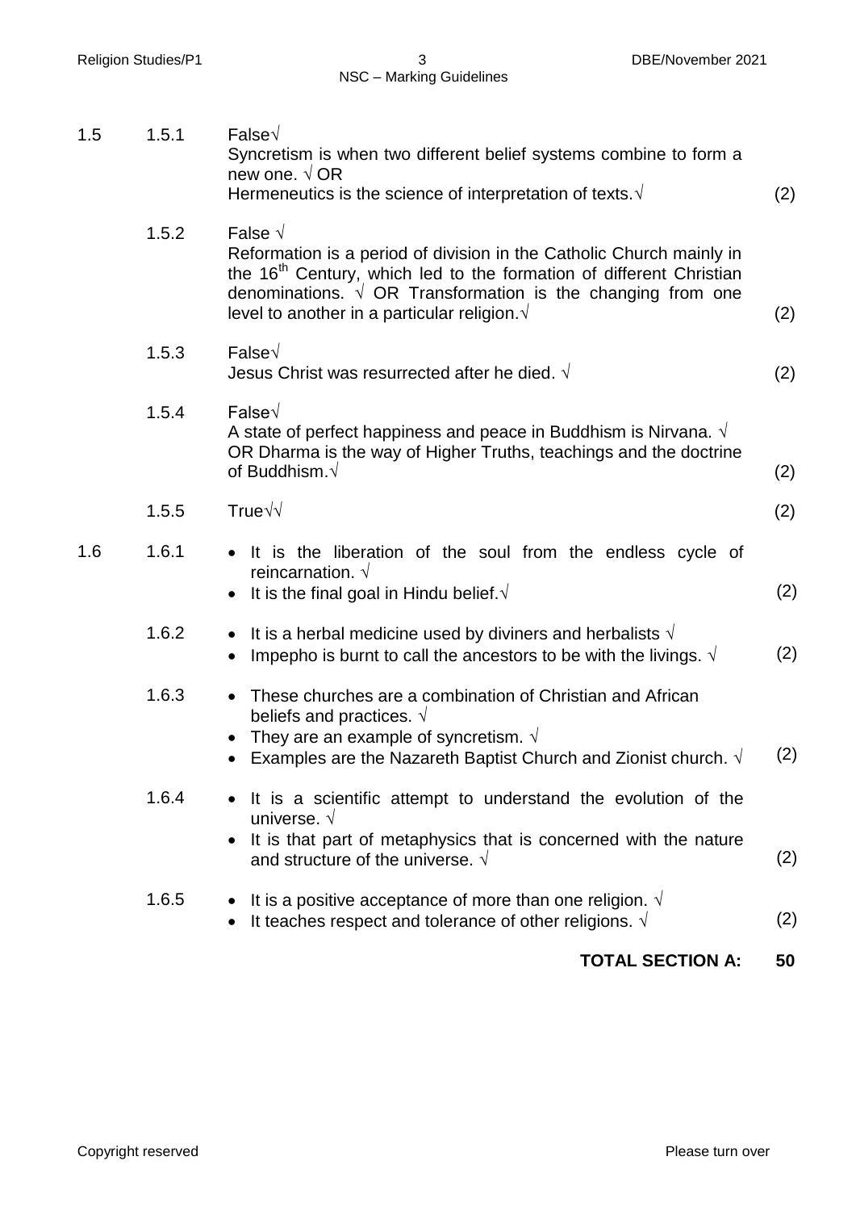1.5

1.5.1 False√
Syncretism is when two different belief systems combine to form a new one. √ OR
Hermeneutics is the science of interpretation of texts.√ (2)

1.5.2 False √
Reformation is a period of division in the Catholic Church mainly in the 16th Century, which led to the formation of different Christian denominations. √ OR Transformation is the changing from one level to another in a particular religion.√ (2)

1.5.3 False√
Jesus Christ was resurrected after he died. √ (2)

1.5.4 False√
A state of perfect happiness and peace in Buddhism is Nirvana. √
OR Dharma is the way of Higher Truths, teachings and the doctrine of Buddhism.√ (2)

1.5.5 True√√ (2)

1.6

1.6.1
- It is the liberation of the soul from the endless cycle of reincarnation. √
- It is the final goal in Hindu belief.√

(2)

1.6.2
- It is a herbal medicine used by diviners and herbalists √
- Impepho is burnt to call the ancestors to be with the livings. √

(2)

1.6.3
- These churches are a combination of Christian and African beliefs and practices. √
- They are an example of syncretism. √
- Examples are the Nazareth Baptist Church and Zionist church. √

(2)

1.6.4
- It is a scientific attempt to understand the evolution of the universe. √
- It is that part of metaphysics that is concerned with the nature and structure of the universe. √

(2)

1.6.5
- It is a positive acceptance of more than one religion. √
- It teaches respect and tolerance of other religions. √

(2)

**TOTAL SECTION A: 50**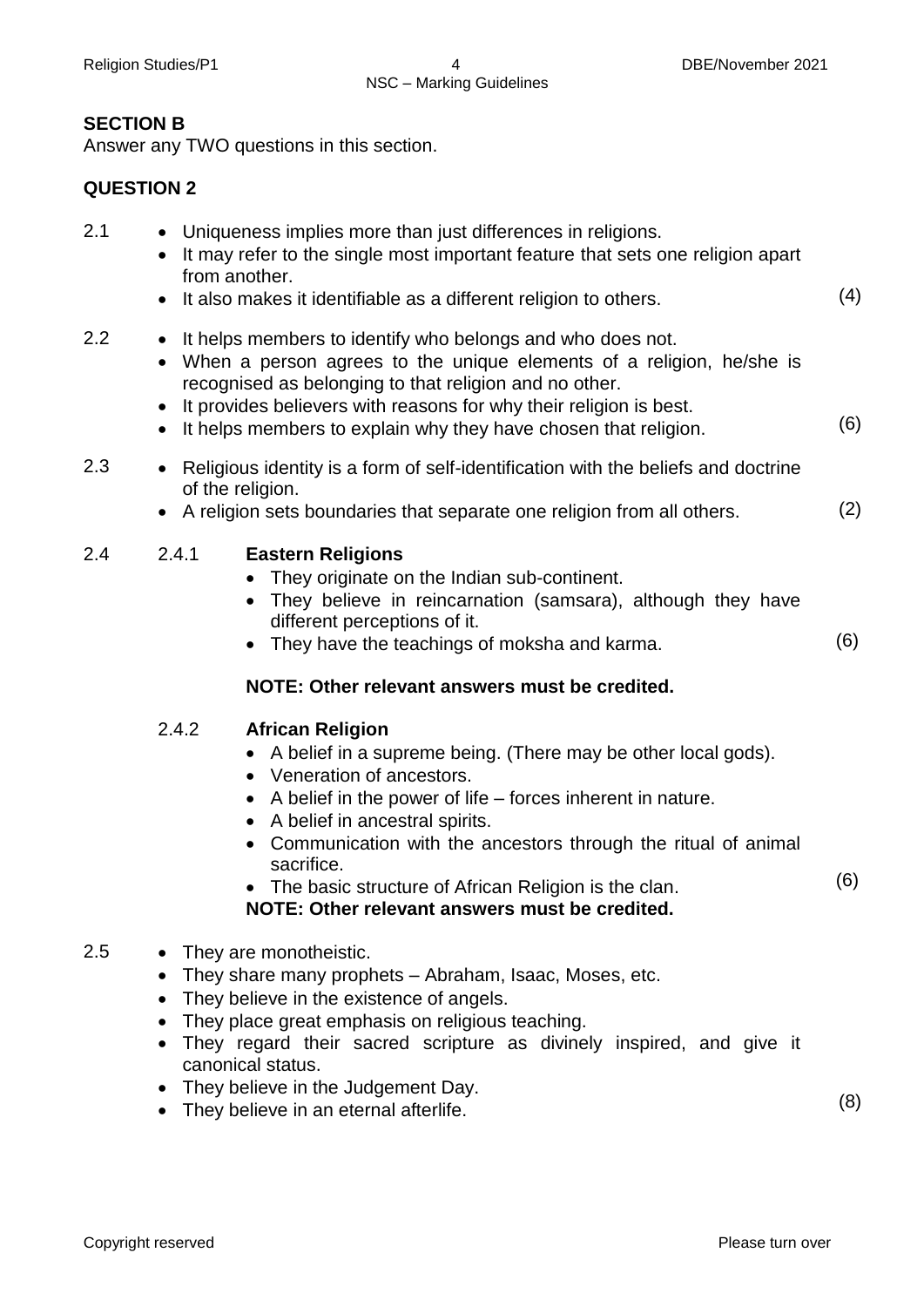**SECTION B**

Answer any TWO questions in this section.

**QUESTION 2**

2.1
- Uniqueness implies more than just differences in religions.
- It may refer to the single most important feature that sets one religion apart from another.
- It also makes it identifiable as a different religion to others. (4)

2.2
- It helps members to identify who belongs and who does not.
- When a person agrees to the unique elements of a religion, he/she is recognised as belonging to that religion and no other.
- It provides believers with reasons for why their religion is best.
- It helps members to explain why they have chosen that religion. (6)

2.3
- Religious identity is a form of self-identification with the beliefs and doctrine of the religion.
- A religion sets boundaries that separate one religion from all others. (2)

2.4

2.4.1 **Eastern Religions**
- They originate on the Indian sub-continent.
- They believe in reincarnation (samsara), although they have different perceptions of it.
- They have the teachings of moksha and karma. (6)

**NOTE: Other relevant answers must be credited.**

2.4.2 **African Religion**
- A belief in a supreme being. (There may be other local gods).
- Veneration of ancestors.
- A belief in the power of life – forces inherent in nature.
- A belief in ancestral spirits.
- Communication with the ancestors through the ritual of animal sacrifice.
- The basic structure of African Religion is the clan. (6)

**NOTE: Other relevant answers must be credited.**

2.5
- They are monotheistic.
- They share many prophets – Abraham, Isaac, Moses, etc.
- They believe in the existence of angels.
- They place great emphasis on religious teaching.
- They regard their sacred scripture as divinely inspired, and give it canonical status.
- They believe in the Judgement Day.
- They believe in an eternal afterlife. (8)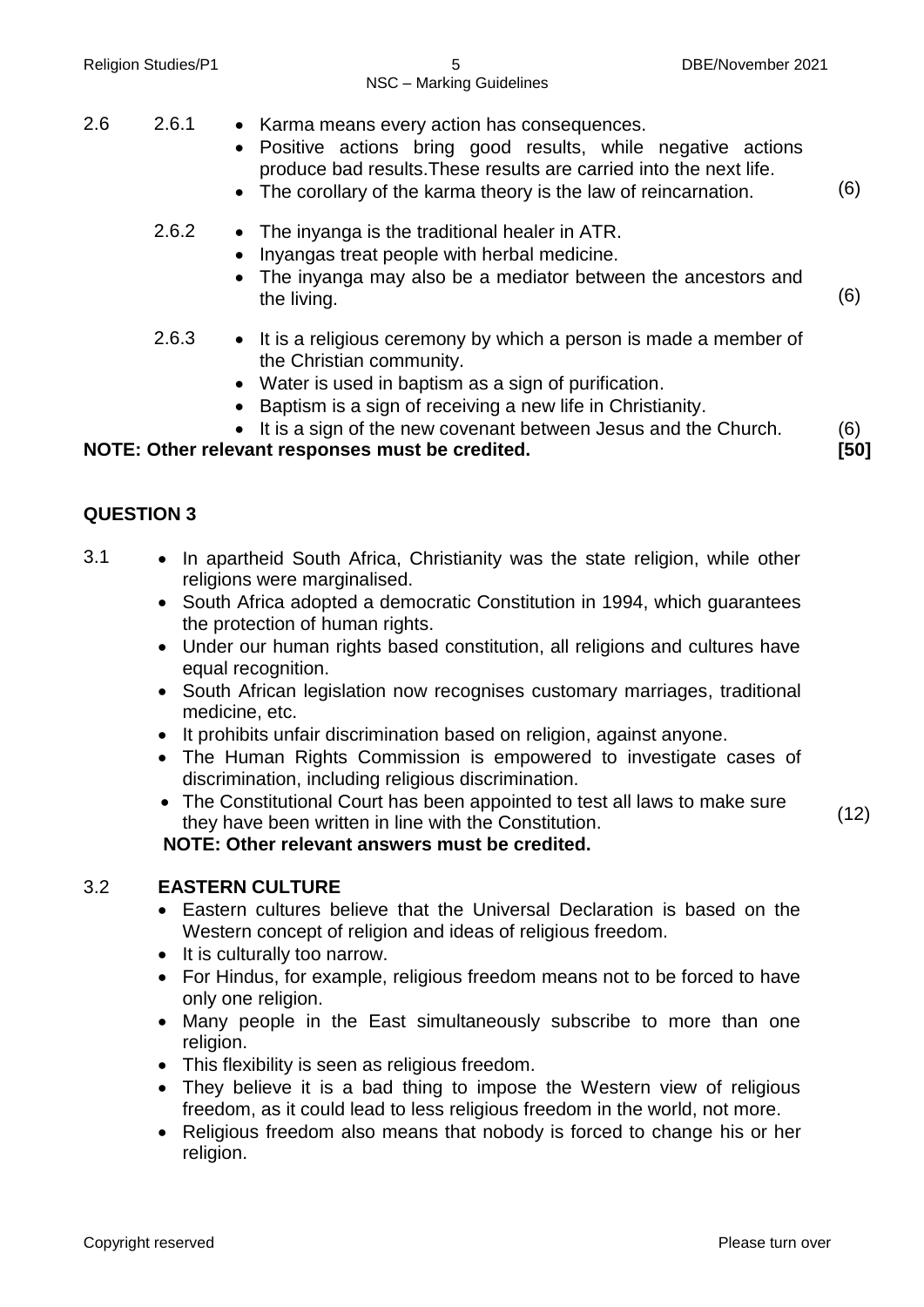2.6 2.6.1
- Karma means every action has consequences.
- Positive actions bring good results, while negative actions produce bad results.These results are carried into the next life.
- The corollary of the karma theory is the law of reincarnation. (6)

2.6.2
- The inyanga is the traditional healer in ATR.
- Inyangas treat people with herbal medicine.
- The inyanga may also be a mediator between the ancestors and the living. (6)

2.6.3
- It is a religious ceremony by which a person is made a member of the Christian community.
- Water is used in baptism as a sign of purification.
- Baptism is a sign of receiving a new life in Christianity.
- It is a sign of the new covenant between Jesus and the Church. (6)

**NOTE: Other relevant responses must be credited.** **[50]**

## QUESTION 3

3.1
- In apartheid South Africa, Christianity was the state religion, while other religions were marginalised.
- South Africa adopted a democratic Constitution in 1994, which guarantees the protection of human rights.
- Under our human rights based constitution, all religions and cultures have equal recognition.
- South African legislation now recognises customary marriages, traditional medicine, etc.
- It prohibits unfair discrimination based on religion, against anyone.
- The Human Rights Commission is empowered to investigate cases of discrimination, including religious discrimination.
- The Constitutional Court has been appointed to test all laws to make sure they have been written in line with the Constitution. (12)

**NOTE: Other relevant answers must be credited.**

3.2 **EASTERN CULTURE**
- Eastern cultures believe that the Universal Declaration is based on the Western concept of religion and ideas of religious freedom.
- It is culturally too narrow.
- For Hindus, for example, religious freedom means not to be forced to have only one religion.
- Many people in the East simultaneously subscribe to more than one religion.
- This flexibility is seen as religious freedom.
- They believe it is a bad thing to impose the Western view of religious freedom, as it could lead to less religious freedom in the world, not more.
- Religious freedom also means that nobody is forced to change his or her religion.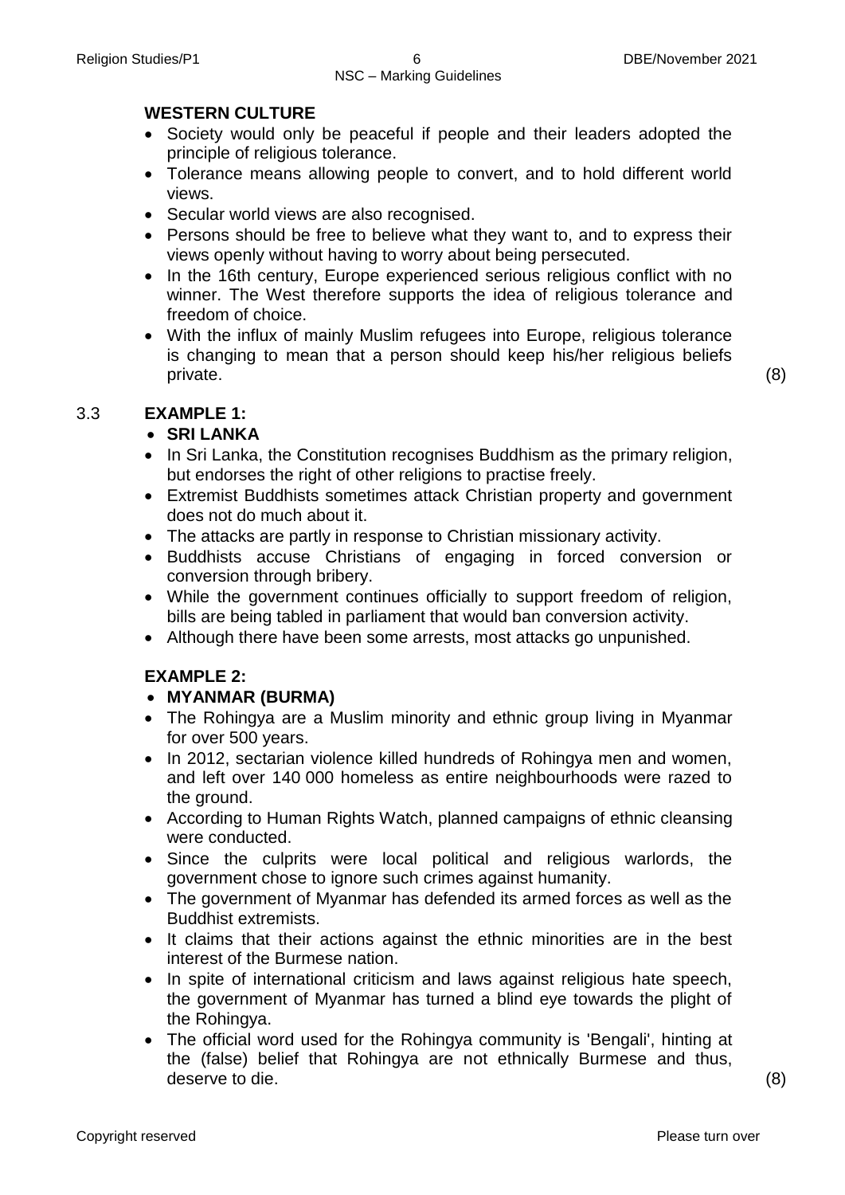**WESTERN CULTURE**

- Society would only be peaceful if people and their leaders adopted the principle of religious tolerance.
- Tolerance means allowing people to convert, and to hold different world views.
- Secular world views are also recognised.
- Persons should be free to believe what they want to, and to express their views openly without having to worry about being persecuted.
- In the 16th century, Europe experienced serious religious conflict with no winner. The West therefore supports the idea of religious tolerance and freedom of choice.
- With the influx of mainly Muslim refugees into Europe, religious tolerance is changing to mean that a person should keep his/her religious beliefs private. (8)

3.3 **EXAMPLE 1:**

- **SRI LANKA**
- In Sri Lanka, the Constitution recognises Buddhism as the primary religion, but endorses the right of other religions to practise freely.
- Extremist Buddhists sometimes attack Christian property and government does not do much about it.
- The attacks are partly in response to Christian missionary activity.
- Buddhists accuse Christians of engaging in forced conversion or conversion through bribery.
- While the government continues officially to support freedom of religion, bills are being tabled in parliament that would ban conversion activity.
- Although there have been some arrests, most attacks go unpunished.

**EXAMPLE 2:**

- **MYANMAR (BURMA)**
- The Rohingya are a Muslim minority and ethnic group living in Myanmar for over 500 years.
- In 2012, sectarian violence killed hundreds of Rohingya men and women, and left over 140 000 homeless as entire neighbourhoods were razed to the ground.
- According to Human Rights Watch, planned campaigns of ethnic cleansing were conducted.
- Since the culprits were local political and religious warlords, the government chose to ignore such crimes against humanity.
- The government of Myanmar has defended its armed forces as well as the Buddhist extremists.
- It claims that their actions against the ethnic minorities are in the best interest of the Burmese nation.
- In spite of international criticism and laws against religious hate speech, the government of Myanmar has turned a blind eye towards the plight of the Rohingya.
- The official word used for the Rohingya community is 'Bengali', hinting at the (false) belief that Rohingya are not ethnically Burmese and thus, deserve to die. (8)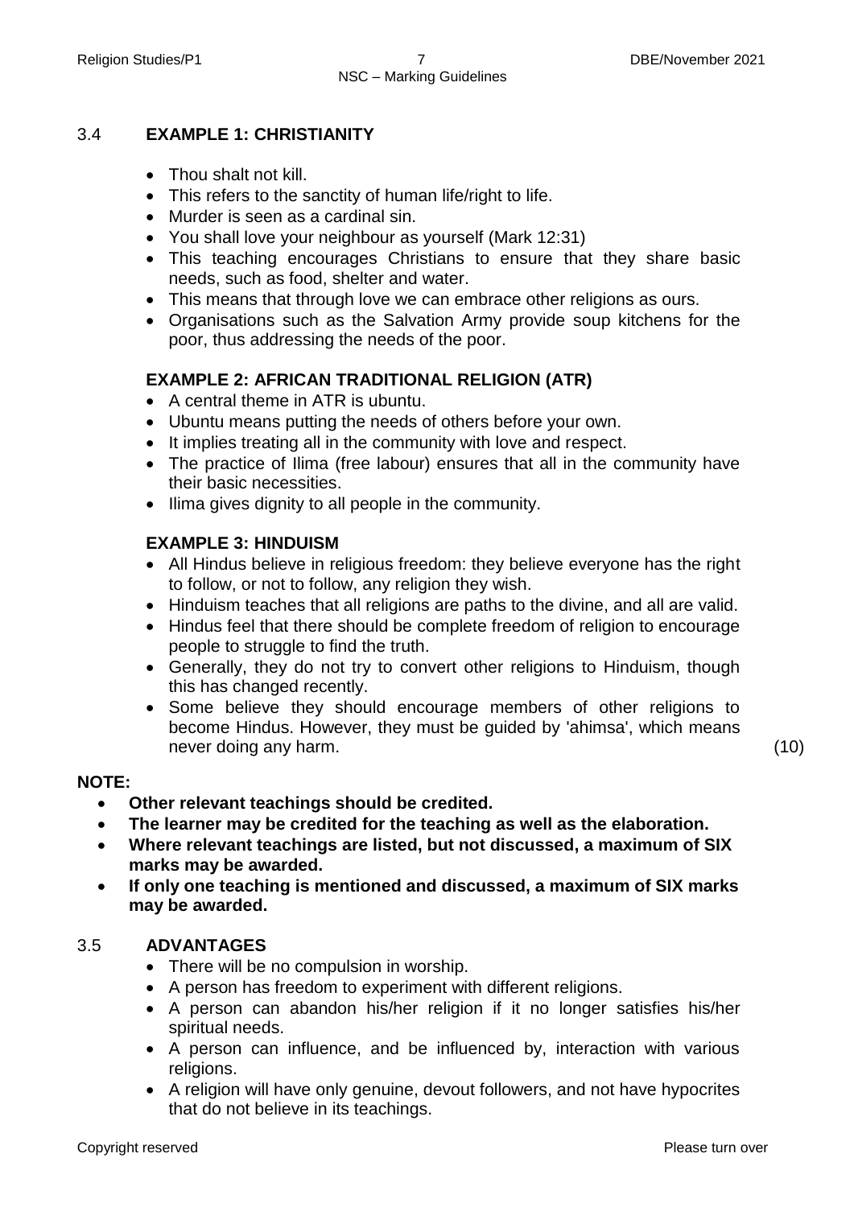3.4 **EXAMPLE 1: CHRISTIANITY**

- Thou shalt not kill.
- This refers to the sanctity of human life/right to life.
- Murder is seen as a cardinal sin.
- You shall love your neighbour as yourself (Mark 12:31)
- This teaching encourages Christians to ensure that they share basic needs, such as food, shelter and water.
- This means that through love we can embrace other religions as ours.
- Organisations such as the Salvation Army provide soup kitchens for the poor, thus addressing the needs of the poor.

**EXAMPLE 2: AFRICAN TRADITIONAL RELIGION (ATR)**

- A central theme in ATR is ubuntu.
- Ubuntu means putting the needs of others before your own.
- It implies treating all in the community with love and respect.
- The practice of Ilima (free labour) ensures that all in the community have their basic necessities.
- Ilima gives dignity to all people in the community.

**EXAMPLE 3: HINDUISM**

- All Hindus believe in religious freedom: they believe everyone has the right to follow, or not to follow, any religion they wish.
- Hinduism teaches that all religions are paths to the divine, and all are valid.
- Hindus feel that there should be complete freedom of religion to encourage people to struggle to find the truth.
- Generally, they do not try to convert other religions to Hinduism, though this has changed recently.
- Some believe they should encourage members of other religions to become Hindus. However, they must be guided by 'ahimsa', which means never doing any harm. (10)

**NOTE:**

- **Other relevant teachings should be credited.**
- **The learner may be credited for the teaching as well as the elaboration.**
- **Where relevant teachings are listed, but not discussed, a maximum of SIX marks may be awarded.**
- **If only one teaching is mentioned and discussed, a maximum of SIX marks may be awarded.**

3.5 **ADVANTAGES**

- There will be no compulsion in worship.
- A person has freedom to experiment with different religions.
- A person can abandon his/her religion if it no longer satisfies his/her spiritual needs.
- A person can influence, and be influenced by, interaction with various religions.
- A religion will have only genuine, devout followers, and not have hypocrites that do not believe in its teachings.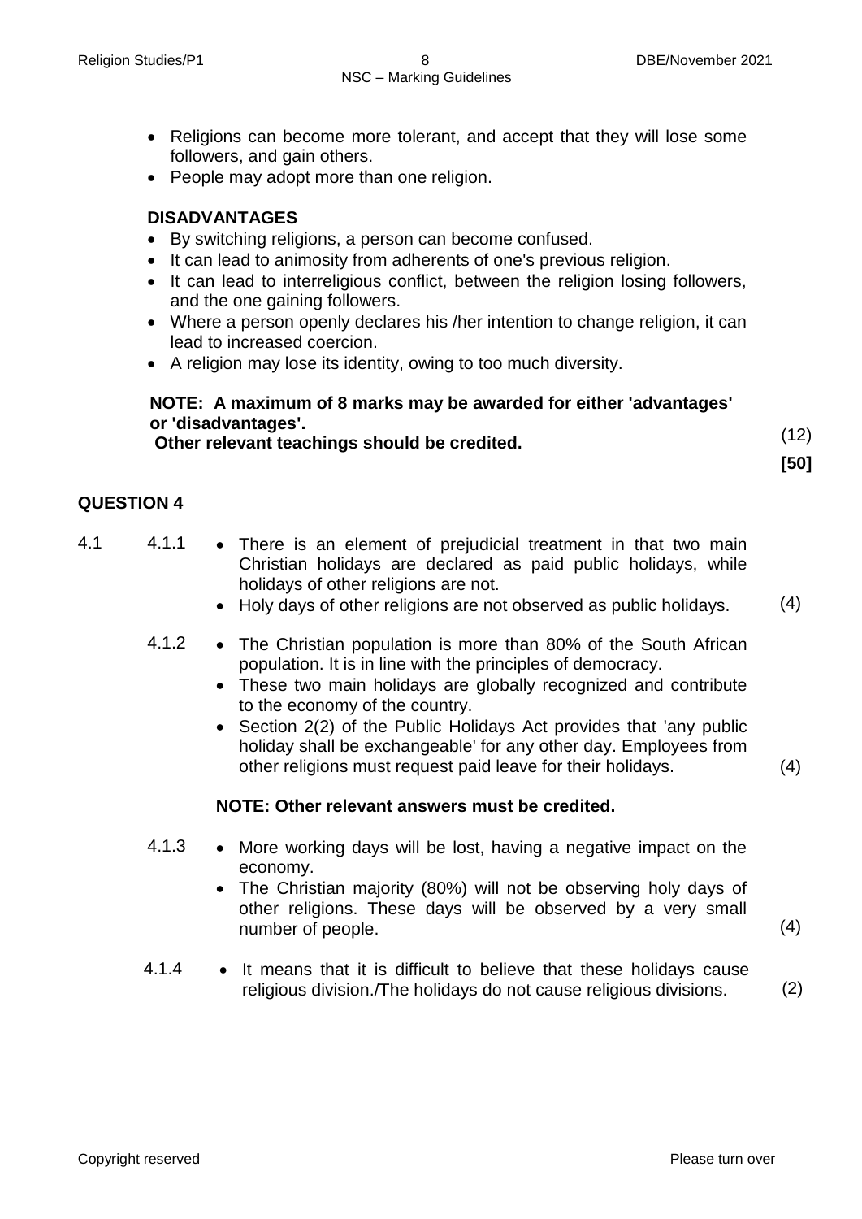- Religions can become more tolerant, and accept that they will lose some followers, and gain others.
- People may adopt more than one religion.

**DISADVANTAGES**

- By switching religions, a person can become confused.
- It can lead to animosity from adherents of one's previous religion.
- It can lead to interreligious conflict, between the religion losing followers, and the one gaining followers.
- Where a person openly declares his /her intention to change religion, it can lead to increased coercion.
- A religion may lose its identity, owing to too much diversity.

**NOTE: A maximum of 8 marks may be awarded for either 'advantages' or 'disadvantages'.**
**Other relevant teachings should be credited.** (12)

**[50]**

## QUESTION 4

4.1

4.1.1
- There is an element of prejudicial treatment in that two main Christian holidays are declared as paid public holidays, while holidays of other religions are not.
- Holy days of other religions are not observed as public holidays. (4)

4.1.2
- The Christian population is more than 80% of the South African population. It is in line with the principles of democracy.
- These two main holidays are globally recognized and contribute to the economy of the country.
- Section 2(2) of the Public Holidays Act provides that 'any public holiday shall be exchangeable' for any other day. Employees from other religions must request paid leave for their holidays. (4)

**NOTE: Other relevant answers must be credited.**

4.1.3
- More working days will be lost, having a negative impact on the economy.
- The Christian majority (80%) will not be observing holy days of other religions. These days will be observed by a very small number of people. (4)

4.1.4
- It means that it is difficult to believe that these holidays cause religious division./The holidays do not cause religious divisions. (2)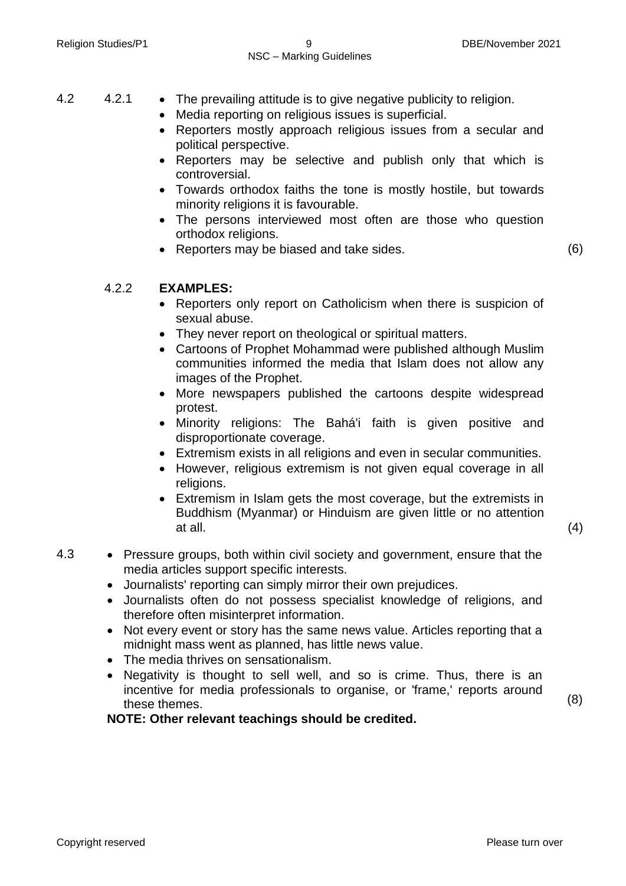4.2 4.2.1

- The prevailing attitude is to give negative publicity to religion.
- Media reporting on religious issues is superficial.
- Reporters mostly approach religious issues from a secular and political perspective.
- Reporters may be selective and publish only that which is controversial.
- Towards orthodox faiths the tone is mostly hostile, but towards minority religions it is favourable.
- The persons interviewed most often are those who question orthodox religions.
- Reporters may be biased and take sides. (6)

4.2.2 **EXAMPLES:**

- Reporters only report on Catholicism when there is suspicion of sexual abuse.
- They never report on theological or spiritual matters.
- Cartoons of Prophet Mohammad were published although Muslim communities informed the media that Islam does not allow any images of the Prophet.
- More newspapers published the cartoons despite widespread protest.
- Minority religions: The Bahá'i faith is given positive and disproportionate coverage.
- Extremism exists in all religions and even in secular communities.
- However, religious extremism is not given equal coverage in all religions.
- Extremism in Islam gets the most coverage, but the extremists in Buddhism (Myanmar) or Hinduism are given little or no attention at all. (4)

4.3

- Pressure groups, both within civil society and government, ensure that the media articles support specific interests.
- Journalists' reporting can simply mirror their own prejudices.
- Journalists often do not possess specialist knowledge of religions, and therefore often misinterpret information.
- Not every event or story has the same news value. Articles reporting that a midnight mass went as planned, has little news value.
- The media thrives on sensationalism.
- Negativity is thought to sell well, and so is crime. Thus, there is an incentive for media professionals to organise, or 'frame,' reports around these themes. (8)

**NOTE: Other relevant teachings should be credited.**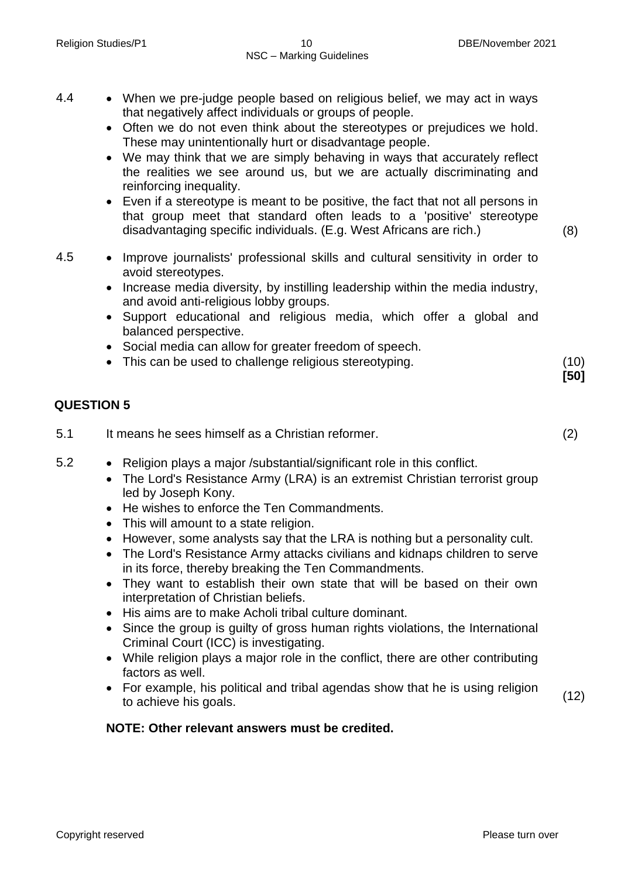4.4
- When we pre-judge people based on religious belief, we may act in ways that negatively affect individuals or groups of people.
- Often we do not even think about the stereotypes or prejudices we hold. These may unintentionally hurt or disadvantage people.
- We may think that we are simply behaving in ways that accurately reflect the realities we see around us, but we are actually discriminating and reinforcing inequality.
- Even if a stereotype is meant to be positive, the fact that not all persons in that group meet that standard often leads to a 'positive' stereotype disadvantaging specific individuals. (E.g. West Africans are rich.) (8)

4.5
- Improve journalists' professional skills and cultural sensitivity in order to avoid stereotypes.
- Increase media diversity, by instilling leadership within the media industry, and avoid anti-religious lobby groups.
- Support educational and religious media, which offer a global and balanced perspective.
- Social media can allow for greater freedom of speech.
- This can be used to challenge religious stereotyping. (10)

**[50]**

## QUESTION 5

5.1 It means he sees himself as a Christian reformer. (2)

5.2
- Religion plays a major /substantial/significant role in this conflict.
- The Lord's Resistance Army (LRA) is an extremist Christian terrorist group led by Joseph Kony.
- He wishes to enforce the Ten Commandments.
- This will amount to a state religion.
- However, some analysts say that the LRA is nothing but a personality cult.
- The Lord's Resistance Army attacks civilians and kidnaps children to serve in its force, thereby breaking the Ten Commandments.
- They want to establish their own state that will be based on their own interpretation of Christian beliefs.
- His aims are to make Acholi tribal culture dominant.
- Since the group is guilty of gross human rights violations, the International Criminal Court (ICC) is investigating.
- While religion plays a major role in the conflict, there are other contributing factors as well.
- For example, his political and tribal agendas show that he is using religion to achieve his goals. (12)

**NOTE: Other relevant answers must be credited.**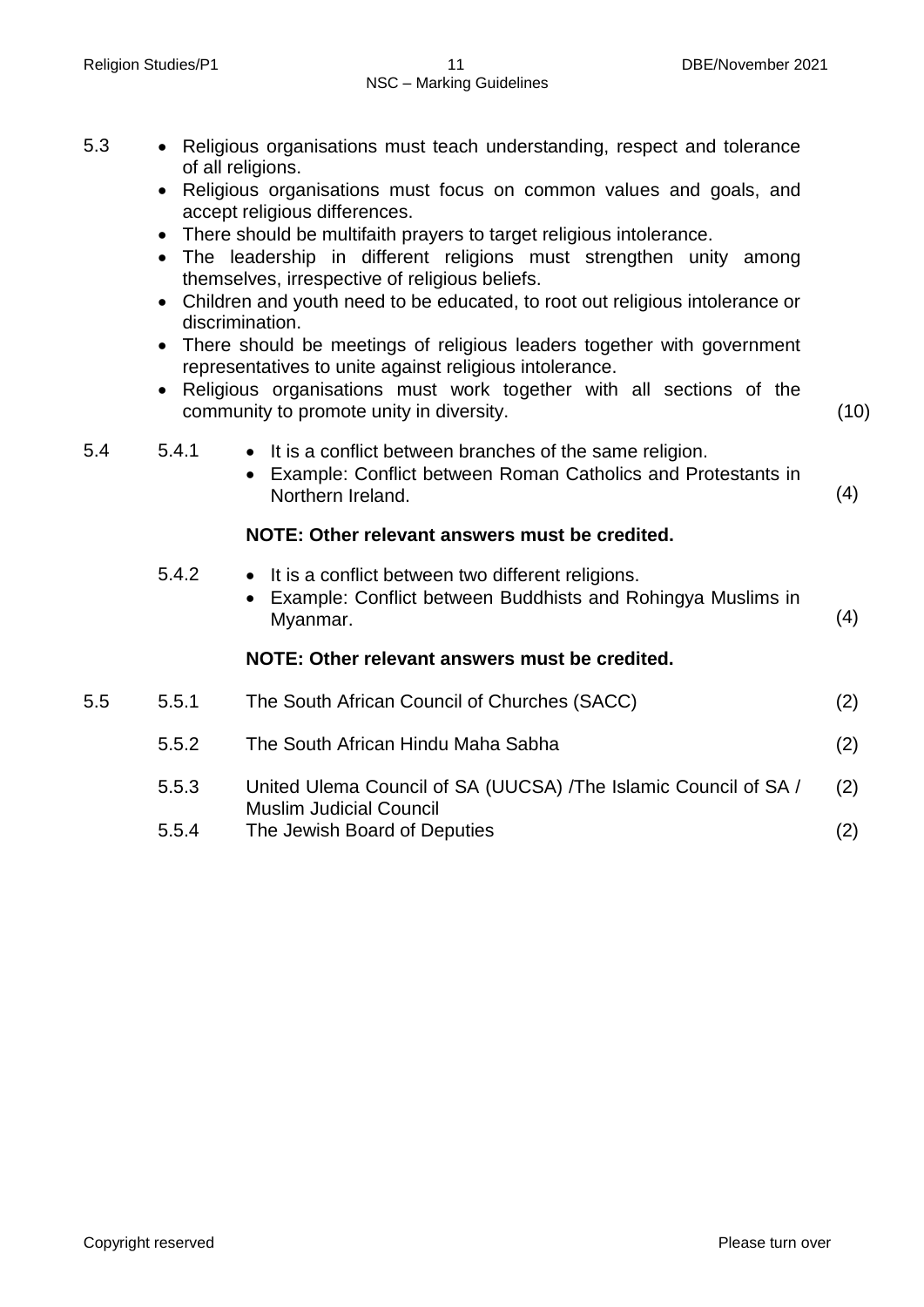5.3
- Religious organisations must teach understanding, respect and tolerance of all religions.
- Religious organisations must focus on common values and goals, and accept religious differences.
- There should be multifaith prayers to target religious intolerance.
- The leadership in different religions must strengthen unity among themselves, irrespective of religious beliefs.
- Children and youth need to be educated, to root out religious intolerance or discrimination.
- There should be meetings of religious leaders together with government representatives to unite against religious intolerance.
- Religious organisations must work together with all sections of the community to promote unity in diversity. (10)

5.4

5.4.1
- It is a conflict between branches of the same religion.
- Example: Conflict between Roman Catholics and Protestants in Northern Ireland. (4)

**NOTE: Other relevant answers must be credited.**

5.4.2
- It is a conflict between two different religions.
- Example: Conflict between Buddhists and Rohingya Muslims in Myanmar. (4)

**NOTE: Other relevant answers must be credited.**

5.5

5.5.1 The South African Council of Churches (SACC) (2)

5.5.2 The South African Hindu Maha Sabha (2)

5.5.3 United Ulema Council of SA (UUCSA) /The Islamic Council of SA / Muslim Judicial Council (2)

5.5.4 The Jewish Board of Deputies (2)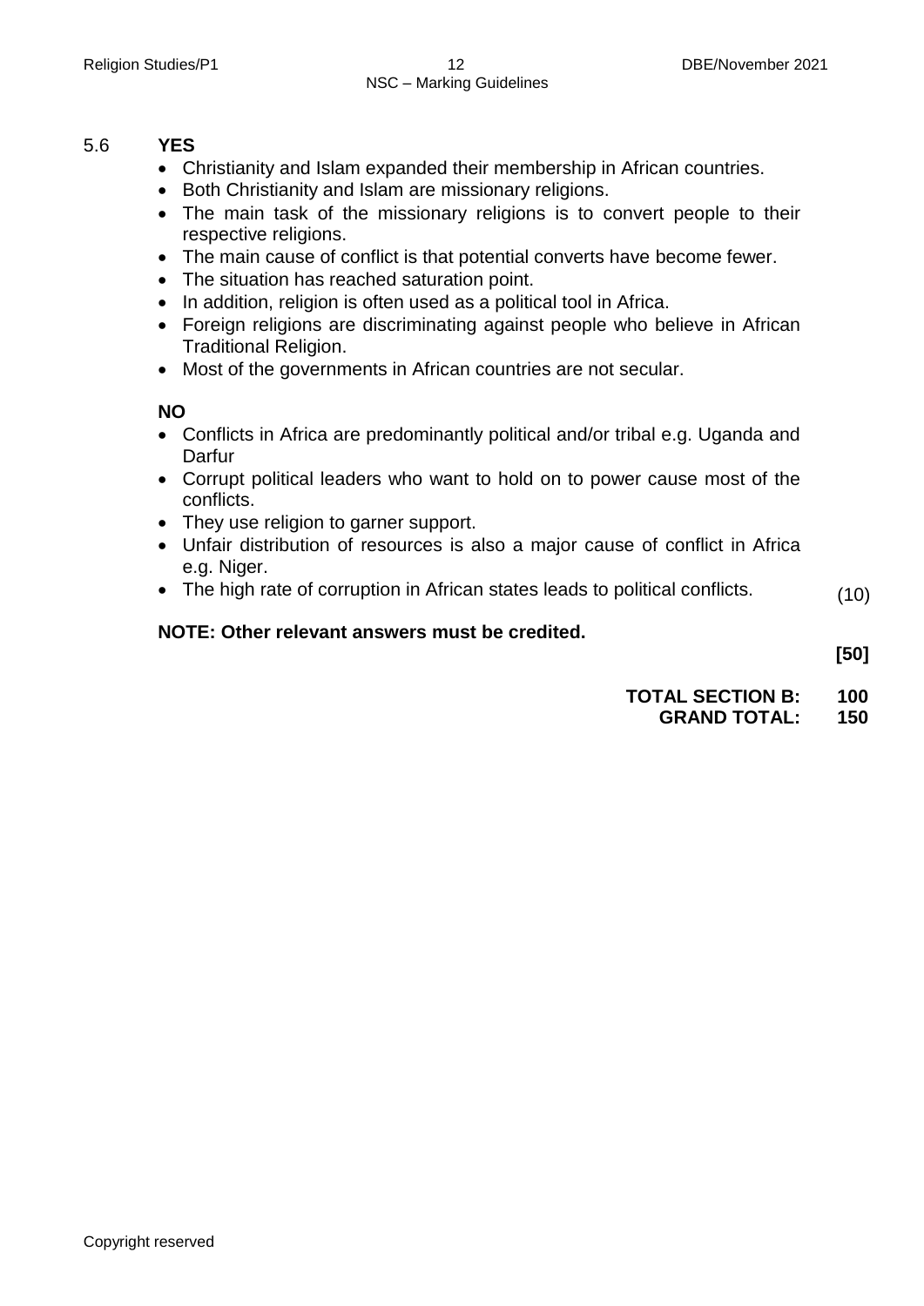5.6 **YES**

- Christianity and Islam expanded their membership in African countries.
- Both Christianity and Islam are missionary religions.
- The main task of the missionary religions is to convert people to their respective religions.
- The main cause of conflict is that potential converts have become fewer.
- The situation has reached saturation point.
- In addition, religion is often used as a political tool in Africa.
- Foreign religions are discriminating against people who believe in African Traditional Religion.
- Most of the governments in African countries are not secular.

**NO**

- Conflicts in Africa are predominantly political and/or tribal e.g. Uganda and Darfur
- Corrupt political leaders who want to hold on to power cause most of the conflicts.
- They use religion to garner support.
- Unfair distribution of resources is also a major cause of conflict in Africa e.g. Niger.
- The high rate of corruption in African states leads to political conflicts. (10)

**NOTE: Other relevant answers must be credited.**

**[50]**

**TOTAL SECTION B: 100**
**GRAND TOTAL: 150**